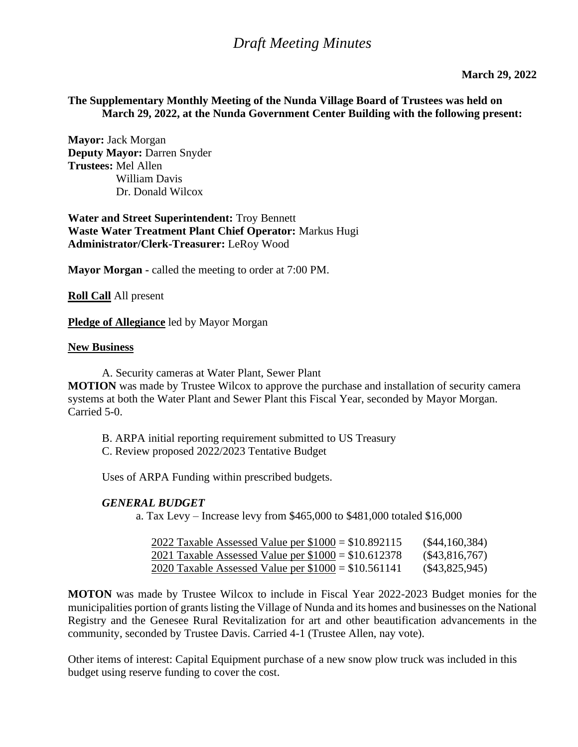# *Draft Meeting Minutes*

**March 29, 2022**

**The Supplementary Monthly Meeting of the Nunda Village Board of Trustees was held on March 29, 2022, at the Nunda Government Center Building with the following present:**

**Mayor:** Jack Morgan
**Deputy Mayor:** Darren Snyder
**Trustees:** Mel Allen
William Davis
Dr. Donald Wilcox

**Water and Street Superintendent:** Troy Bennett
**Waste Water Treatment Plant Chief Operator:** Markus Hugi
**Administrator/Clerk-Treasurer:** LeRoy Wood

**Mayor Morgan -** called the meeting to order at 7:00 PM.

**Roll Call** All present

**Pledge of Allegiance** led by Mayor Morgan

**New Business**

A. Security cameras at Water Plant, Sewer Plant

**MOTION** was made by Trustee Wilcox to approve the purchase and installation of security camera systems at both the Water Plant and Sewer Plant this Fiscal Year, seconded by Mayor Morgan. Carried 5-0.

B. ARPA initial reporting requirement submitted to US Treasury

C. Review proposed 2022/2023 Tentative Budget

Uses of ARPA Funding within prescribed budgets.

***GENERAL BUDGET***

a. Tax Levy – Increase levy from $465,000 to $481,000 totaled $16,000

2022 Taxable Assessed Value per $1000 = $10.892115 ($44,160,384)
2021 Taxable Assessed Value per $1000 = $10.612378 ($43,816,767)
2020 Taxable Assessed Value per $1000 = $10.561141 ($43,825,945)

**MOTON** was made by Trustee Wilcox to include in Fiscal Year 2022-2023 Budget monies for the municipalities portion of grants listing the Village of Nunda and its homes and businesses on the National Registry and the Genesee Rural Revitalization for art and other beautification advancements in the community, seconded by Trustee Davis. Carried 4-1 (Trustee Allen, nay vote).

Other items of interest: Capital Equipment purchase of a new snow plow truck was included in this budget using reserve funding to cover the cost.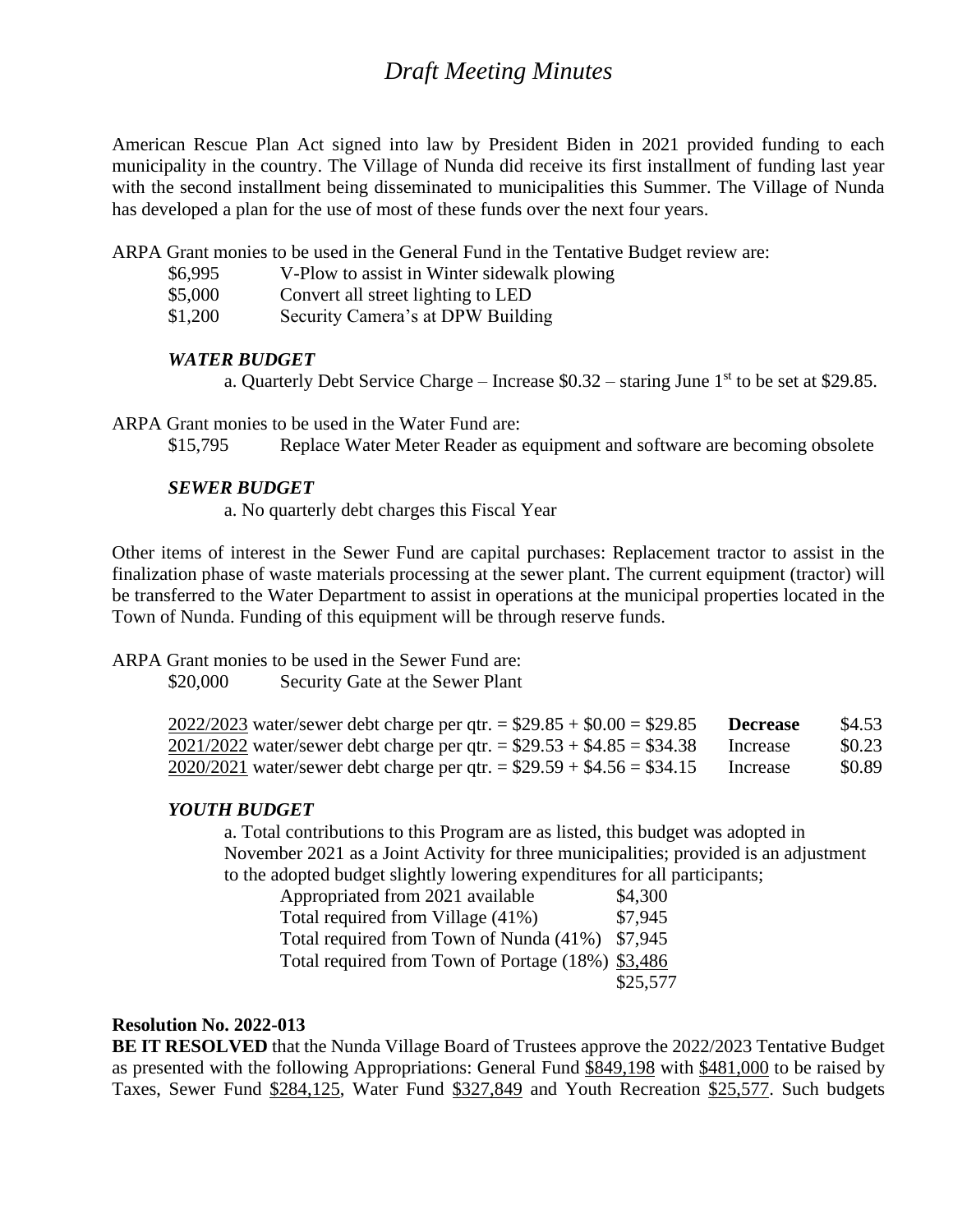American Rescue Plan Act signed into law by President Biden in 2021 provided funding to each municipality in the country. The Village of Nunda did receive its first installment of funding last year with the second installment being disseminated to municipalities this Summer. The Village of Nunda has developed a plan for the use of most of these funds over the next four years.

ARPA Grant monies to be used in the General Fund in the Tentative Budget review are:

| | |
|---|---|
| \$6,995 | V-Plow to assist in Winter sidewalk plowing |
| \$5,000 | Convert all street lighting to LED |
| \$1,200 | Security Camera's at DPW Building |

***WATER BUDGET***

a. Quarterly Debt Service Charge – Increase \$0.32 – staring June 1st to be set at \$29.85.

ARPA Grant monies to be used in the Water Fund are:

\$15,795 Replace Water Meter Reader as equipment and software are becoming obsolete

***SEWER BUDGET***

a. No quarterly debt charges this Fiscal Year

Other items of interest in the Sewer Fund are capital purchases: Replacement tractor to assist in the finalization phase of waste materials processing at the sewer plant. The current equipment (tractor) will be transferred to the Water Department to assist in operations at the municipal properties located in the Town of Nunda. Funding of this equipment will be through reserve funds.

ARPA Grant monies to be used in the Sewer Fund are:

\$20,000 Security Gate at the Sewer Plant

| | | |
|---|---|---|
| <u>2022/2023</u> water/sewer debt charge per qtr. = \$29.85 + \$0.00 = \$29.85 | **Decrease** | \$4.53 |
| <u>2021/2022</u> water/sewer debt charge per qtr. = \$29.53 + \$4.85 = \$34.38 | Increase | \$0.23 |
| <u>2020/2021</u> water/sewer debt charge per qtr. = \$29.59 + \$4.56 = \$34.15 | Increase | \$0.89 |

***YOUTH BUDGET***

a. Total contributions to this Program are as listed, this budget was adopted in November 2021 as a Joint Activity for three municipalities; provided is an adjustment to the adopted budget slightly lowering expenditures for all participants;

| | |
|---|---|
| Appropriated from 2021 available | \$4,300 |
| Total required from Village (41%) | \$7,945 |
| Total required from Town of Nunda (41%) | \$7,945 |
| Total required from Town of Portage (18%) | <u>\$3,486</u> |
| | \$25,577 |

**Resolution No. 2022-013**

**BE IT RESOLVED** that the Nunda Village Board of Trustees approve the 2022/2023 Tentative Budget as presented with the following Appropriations: General Fund <u>\$849,198</u> with <u>\$481,000</u> to be raised by Taxes, Sewer Fund <u>\$284,125</u>, Water Fund <u>\$327,849</u> and Youth Recreation <u>\$25,577</u>. Such budgets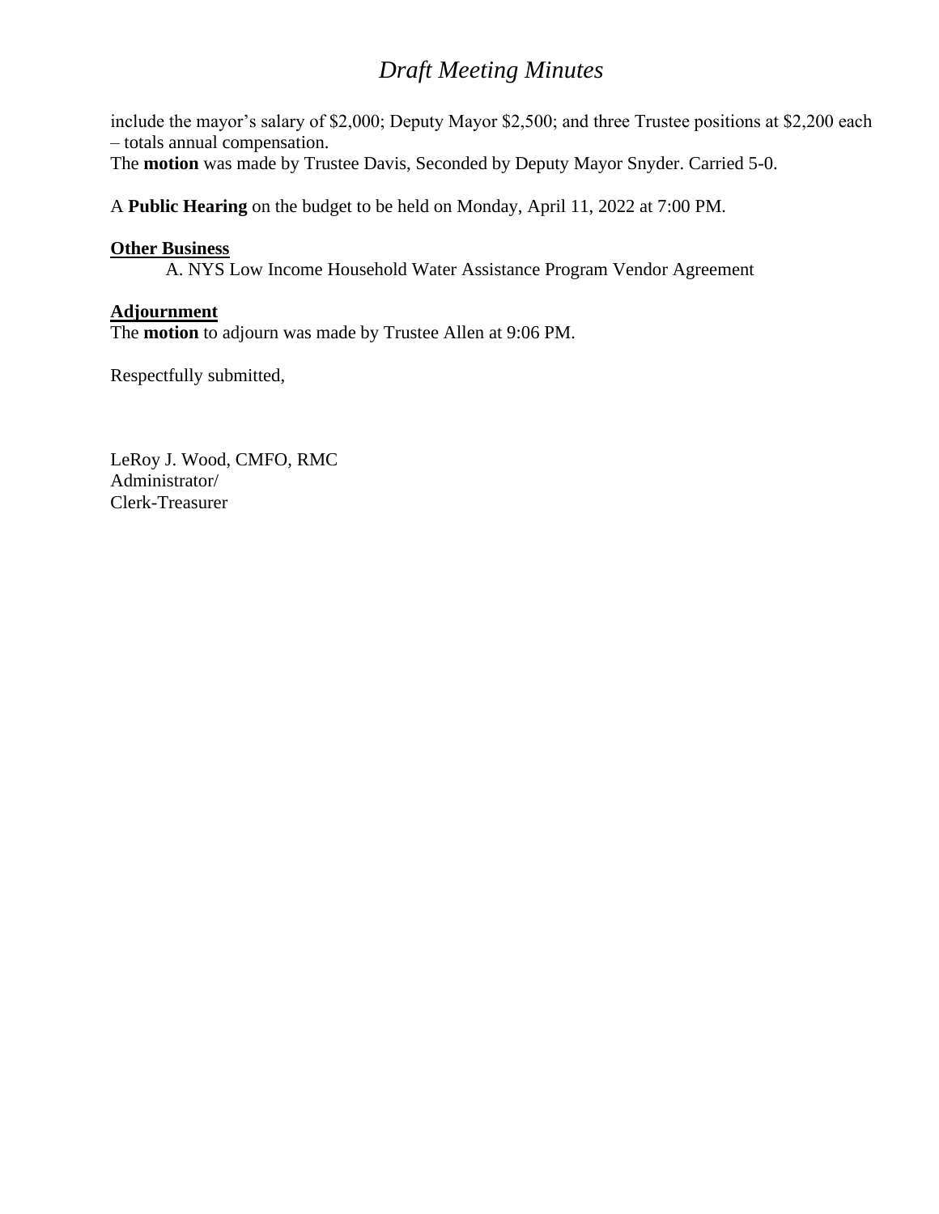include the mayor's salary of $2,000; Deputy Mayor $2,500; and three Trustee positions at $2,200 each – totals annual compensation.
The **motion** was made by Trustee Davis, Seconded by Deputy Mayor Snyder. Carried 5-0.

A **Public Hearing** on the budget to be held on Monday, April 11, 2022 at 7:00 PM.

**Other Business**

A. NYS Low Income Household Water Assistance Program Vendor Agreement

**Adjournment**

The **motion** to adjourn was made by Trustee Allen at 9:06 PM.

Respectfully submitted,

LeRoy J. Wood, CMFO, RMC
Administrator/
Clerk-Treasurer